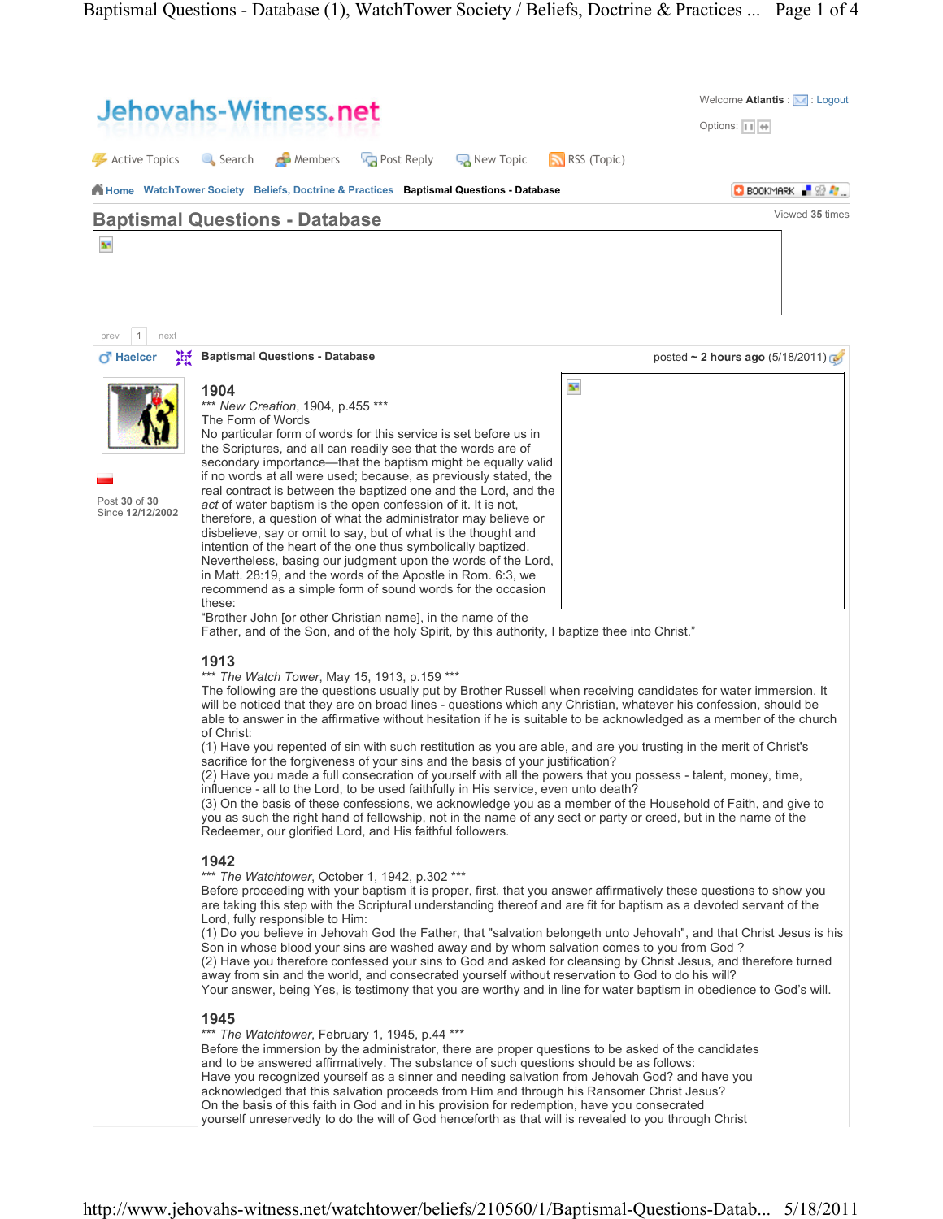Welcome **Atlantis** : Logout

Options:

Active Topics | Search | Members | Post Reply | New Topic | RSS (Topic)

Home WatchTower Society Beliefs, Doctrine & Practices **Baptismal Questions - Database**

# Baptismal Questions - Database

Viewed **35** times

prev 1 next

**Haelcer** **Baptismal Questions - Database** posted ~ **2 hours ago** (5/18/2011)

Post **30** of **30**
Since **12/12/2002**

## 1904

\*\*\* *New Creation*, 1904, p.455 \*\*\*
The Form of Words
No particular form of words for this service is set before us in the Scriptures, and all can readily see that the words are of secondary importance—that the baptism might be equally valid if no words at all were used; because, as previously stated, the real contract is between the baptized one and the Lord, and the *act* of water baptism is the open confession of it. It is not, therefore, a question of what the administrator may believe or disbelieve, say or omit to say, but of what is the thought and intention of the heart of the one thus symbolically baptized. Nevertheless, basing our judgment upon the words of the Lord, in Matt. 28:19, and the words of the Apostle in Rom. 6:3, we recommend as a simple form of sound words for the occasion these:
"Brother John [or other Christian name], in the name of the Father, and of the Son, and of the holy Spirit, by this authority, I baptize thee into Christ."

## 1913

\*\*\* *The Watch Tower*, May 15, 1913, p.159 \*\*\*
The following are the questions usually put by Brother Russell when receiving candidates for water immersion. It will be noticed that they are on broad lines - questions which any Christian, whatever his confession, should be able to answer in the affirmative without hesitation if he is suitable to be acknowledged as a member of the church of Christ:
(1) Have you repented of sin with such restitution as you are able, and are you trusting in the merit of Christ's sacrifice for the forgiveness of your sins and the basis of your justification?
(2) Have you made a full consecration of yourself with all the powers that you possess - talent, money, time, influence - all to the Lord, to be used faithfully in His service, even unto death?
(3) On the basis of these confessions, we acknowledge you as a member of the Household of Faith, and give to you as such the right hand of fellowship, not in the name of any sect or party or creed, but in the name of the Redeemer, our glorified Lord, and His faithful followers.

## 1942

\*\*\* *The Watchtower*, October 1, 1942, p.302 \*\*\*
Before proceeding with your baptism it is proper, first, that you answer affirmatively these questions to show you are taking this step with the Scriptural understanding thereof and are fit for baptism as a devoted servant of the Lord, fully responsible to Him:
(1) Do you believe in Jehovah God the Father, that "salvation belongeth unto Jehovah", and that Christ Jesus is his Son in whose blood your sins are washed away and by whom salvation comes to you from God ?
(2) Have you therefore confessed your sins to God and asked for cleansing by Christ Jesus, and therefore turned away from sin and the world, and consecrated yourself without reservation to God to do his will?
Your answer, being Yes, is testimony that you are worthy and in line for water baptism in obedience to God's will.

## 1945

\*\*\* *The Watchtower*, February 1, 1945, p.44 \*\*\*
Before the immersion by the administrator, there are proper questions to be asked of the candidates and to be answered affirmatively. The substance of such questions should be as follows:
Have you recognized yourself as a sinner and needing salvation from Jehovah God? and have you acknowledged that this salvation proceeds from Him and through his Ransomer Christ Jesus?
On the basis of this faith in God and in his provision for redemption, have you consecrated yourself unreservedly to do the will of God henceforth as that will is revealed to you through Christ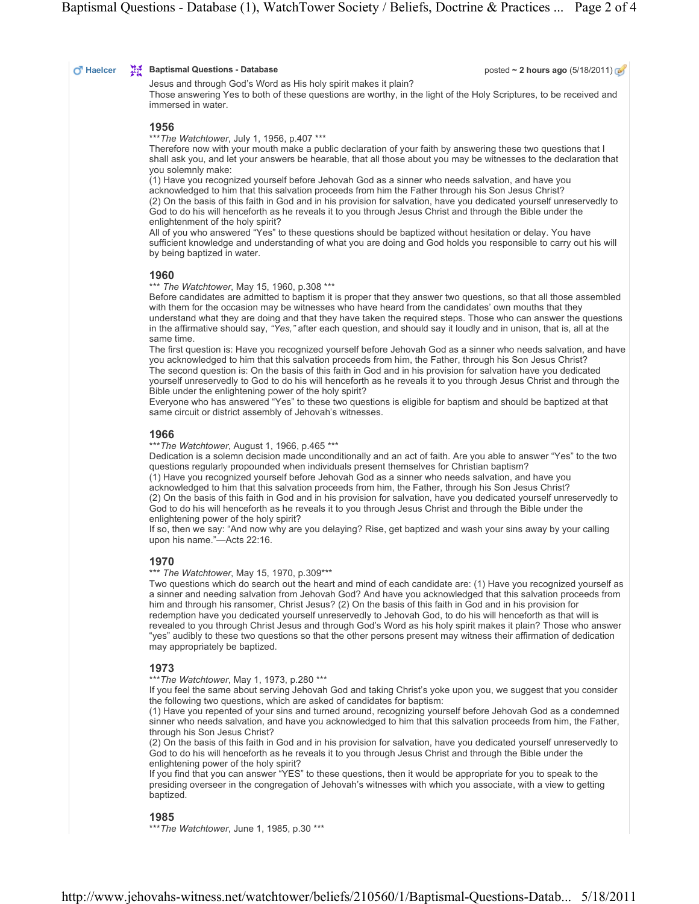Haelcer **Baptismal Questions - Database** posted ~ **2 hours ago** (5/18/2011)

Jesus and through God's Word as His holy spirit makes it plain?
Those answering Yes to both of these questions are worthy, in the light of the Holy Scriptures, to be received and immersed in water.

### 1956

****The Watchtower*, July 1, 1956, p.407 ***
Therefore now with your mouth make a public declaration of your faith by answering these two questions that I shall ask you, and let your answers be hearable, that all those about you may be witnesses to the declaration that you solemnly make:
(1) Have you recognized yourself before Jehovah God as a sinner who needs salvation, and have you acknowledged to him that this salvation proceeds from him the Father through his Son Jesus Christ?
(2) On the basis of this faith in God and in his provision for salvation, have you dedicated yourself unreservedly to God to do his will henceforth as he reveals it to you through Jesus Christ and through the Bible under the enlightenment of the holy spirit?
All of you who answered "Yes" to these questions should be baptized without hesitation or delay. You have sufficient knowledge and understanding of what you are doing and God holds you responsible to carry out his will by being baptized in water.

### 1960

*** *The Watchtower*, May 15, 1960, p.308 ***
Before candidates are admitted to baptism it is proper that they answer two questions, so that all those assembled with them for the occasion may be witnesses who have heard from the candidates' own mouths that they understand what they are doing and that they have taken the required steps. Those who can answer the questions in the affirmative should say, *"Yes,"* after each question, and should say it loudly and in unison, that is, all at the same time.
The first question is: Have you recognized yourself before Jehovah God as a sinner who needs salvation, and have you acknowledged to him that this salvation proceeds from him, the Father, through his Son Jesus Christ?
The second question is: On the basis of this faith in God and in his provision for salvation have you dedicated yourself unreservedly to God to do his will henceforth as he reveals it to you through Jesus Christ and through the Bible under the enlightening power of the holy spirit?
Everyone who has answered "Yes" to these two questions is eligible for baptism and should be baptized at that same circuit or district assembly of Jehovah's witnesses.

### 1966

****The Watchtower*, August 1, 1966, p.465 ***
Dedication is a solemn decision made unconditionally and an act of faith. Are you able to answer "Yes" to the two questions regularly propounded when individuals present themselves for Christian baptism?
(1) Have you recognized yourself before Jehovah God as a sinner who needs salvation, and have you acknowledged to him that this salvation proceeds from him, the Father, through his Son Jesus Christ?
(2) On the basis of this faith in God and in his provision for salvation, have you dedicated yourself unreservedly to God to do his will henceforth as he reveals it to you through Jesus Christ and through the Bible under the enlightening power of the holy spirit?
If so, then we say: "And now why are you delaying? Rise, get baptized and wash your sins away by your calling upon his name."—Acts 22:16.

### 1970

*** *The Watchtower*, May 15, 1970, p.309***
Two questions which do search out the heart and mind of each candidate are: (1) Have you recognized yourself as a sinner and needing salvation from Jehovah God? And have you acknowledged that this salvation proceeds from him and through his ransomer, Christ Jesus? (2) On the basis of this faith in God and in his provision for redemption have you dedicated yourself unreservedly to Jehovah God, to do his will henceforth as that will is revealed to you through Christ Jesus and through God's Word as his holy spirit makes it plain? Those who answer "yes" audibly to these two questions so that the other persons present may witness their affirmation of dedication may appropriately be baptized.

### 1973

****The Watchtower*, May 1, 1973, p.280 ***
If you feel the same about serving Jehovah God and taking Christ's yoke upon you, we suggest that you consider the following two questions, which are asked of candidates for baptism:
(1) Have you repented of your sins and turned around, recognizing yourself before Jehovah God as a condemned sinner who needs salvation, and have you acknowledged to him that this salvation proceeds from him, the Father, through his Son Jesus Christ?
(2) On the basis of this faith in God and in his provision for salvation, have you dedicated yourself unreservedly to God to do his will henceforth as he reveals it to you through Jesus Christ and through the Bible under the enlightening power of the holy spirit?
If you find that you can answer "YES" to these questions, then it would be appropriate for you to speak to the presiding overseer in the congregation of Jehovah's witnesses with which you associate, with a view to getting baptized.

### 1985

****The Watchtower*, June 1, 1985, p.30 ***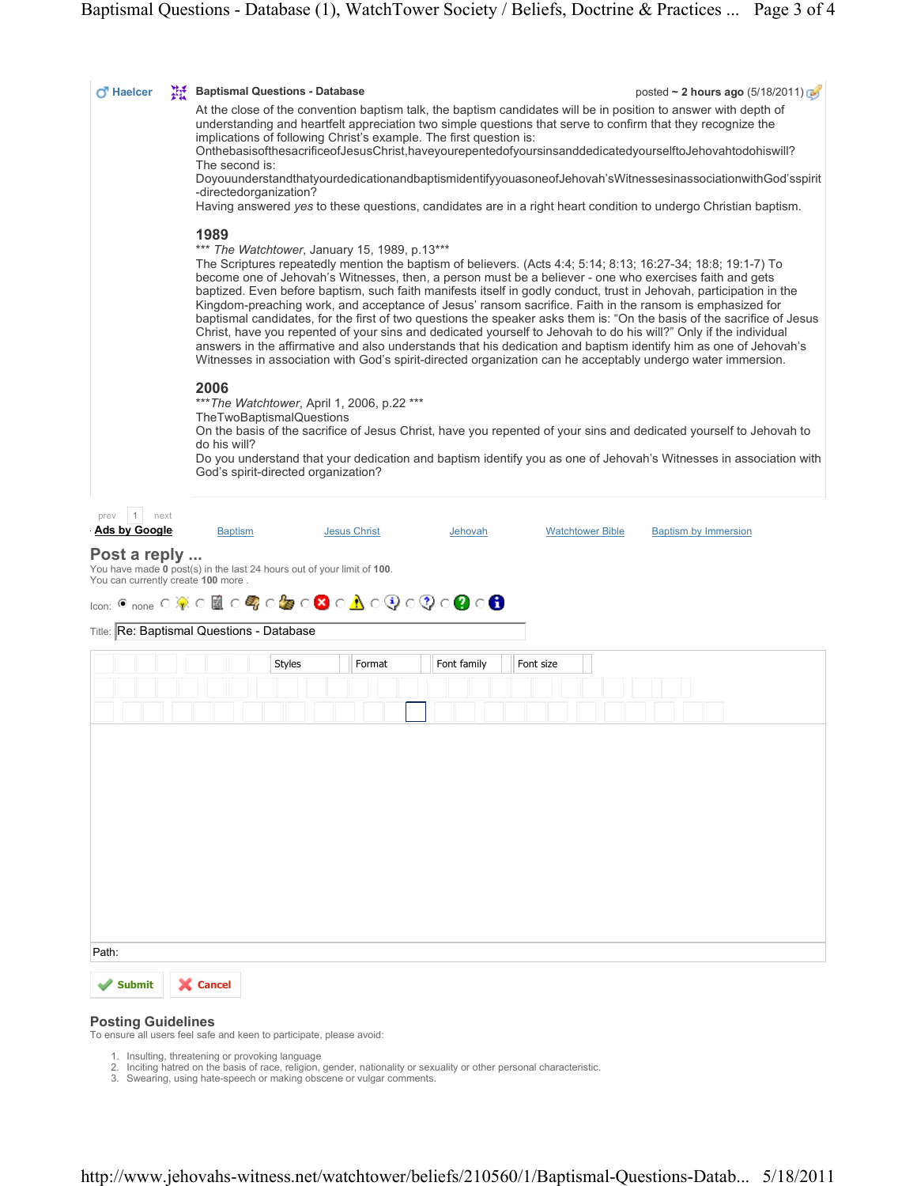Haelcer

**Baptismal Questions - Database** posted ~ **2 hours ago** (5/18/2011)

At the close of the convention baptism talk, the baptism candidates will be in position to answer with depth of understanding and heartfelt appreciation two simple questions that serve to confirm that they recognize the implications of following Christ's example. The first question is:
OnthebasisofthesacrificeofJesusChrist,haveyourepentedofyoursinsanddedicatedyourselftoJehovahtodohiswill?
The second is:
DoyouunderstandthatyourdedicationandbaptismidentifyyouasoneofJehovah'sWitnessesinassociationwithGod'sspirit-directedorganization?
Having answered *yes* to these questions, candidates are in a right heart condition to undergo Christian baptism.

## 1989

\*\*\* *The Watchtower*, January 15, 1989, p.13\*\*\*
The Scriptures repeatedly mention the baptism of believers. (Acts 4:4; 5:14; 8:13; 16:27-34; 18:8; 19:1-7) To become one of Jehovah's Witnesses, then, a person must be a believer - one who exercises faith and gets baptized. Even before baptism, such faith manifests itself in godly conduct, trust in Jehovah, participation in the Kingdom-preaching work, and acceptance of Jesus' ransom sacrifice. Faith in the ransom is emphasized for baptismal candidates, for the first of two questions the speaker asks them is: "On the basis of the sacrifice of Jesus Christ, have you repented of your sins and dedicated yourself to Jehovah to do his will?" Only if the individual answers in the affirmative and also understands that his dedication and baptism identify him as one of Jehovah's Witnesses in association with God's spirit-directed organization can he acceptably undergo water immersion.

## 2006

\*\*\**The Watchtower*, April 1, 2006, p.22 \*\*\*
TheTwoBaptismalQuestions
On the basis of the sacrifice of Jesus Christ, have you repented of your sins and dedicated yourself to Jehovah to do his will?
Do you understand that your dedication and baptism identify you as one of Jehovah's Witnesses in association with God's spirit-directed organization?

prev 1 next

**Ads by Google** Baptism Jesus Christ Jehovah Watchtower Bible Baptism by Immersion

## Post a reply ...

You have made **0** post(s) in the last 24 hours out of your limit of **100**.
You can currently create **100** more .

Icon: none

Title: Re: Baptismal Questions - Database

Styles Format Font family Font size

Path:

Submit Cancel

### Posting Guidelines

To ensure all users feel safe and keen to participate, please avoid:

1. Insulting, threatening or provoking language
2. Inciting hatred on the basis of race, religion, gender, nationality or sexuality or other personal characteristic.
3. Swearing, using hate-speech or making obscene or vulgar comments.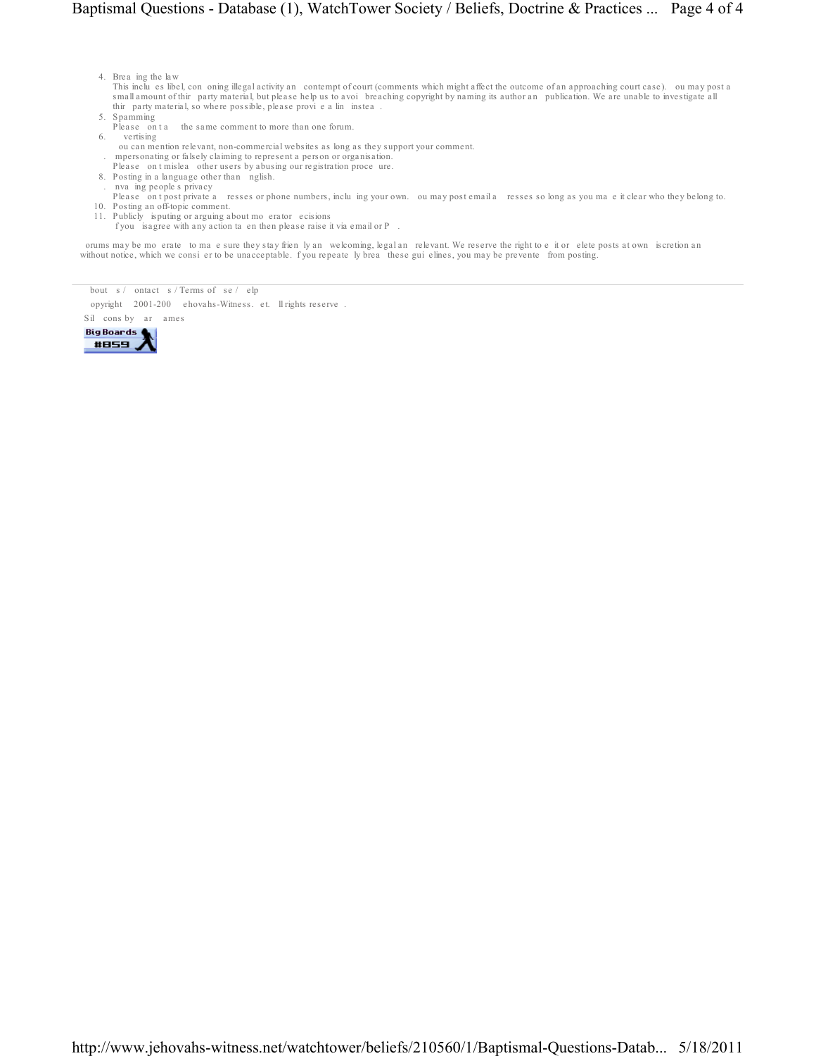4. Brea ing the law
   This inclu es libel, con oning illegal activity an contempt of court (comments which might affect the outcome of an approaching court case). ou may post a small amount of thir party material, but please help us to avoi breaching copyright by naming its author an publication. We are unable to investigate all thir party material, so where possible, please provi e a lin instea .
5. Spamming
   Please on t a the same comment to more than one forum.
6. vertising
   ou can mention relevant, non-commercial websites as long as they support your comment.
. mpersonating or falsely claiming to represent a person or organisation.
   Please on t mislea other users by abusing our registration proce ure.
8. Posting in a language other than nglish.
. nva ing people s privacy
   Please on t post private a resses or phone numbers, inclu ing your own. ou may post email a resses so long as you ma e it clear who they belong to.
10. Posting an off-topic comment.
11. Publicly isputing or arguing about mo erator ecisions
    f you isagree with any action ta en then please raise it via email or P .

orums may be mo erate to ma e sure they stay frien ly an welcoming, legal an relevant. We reserve the right to e it or elete posts at own iscretion an without notice, which we consi er to be unacceptable. f you repeate ly brea these gui elines, you may be prevente from posting.

---

bout s / ontact s / Terms of se / elp

opyright 2001-200 ehovahs-Witness. et. ll rights reserve .

Sil cons by ar ames

Big Boards #859